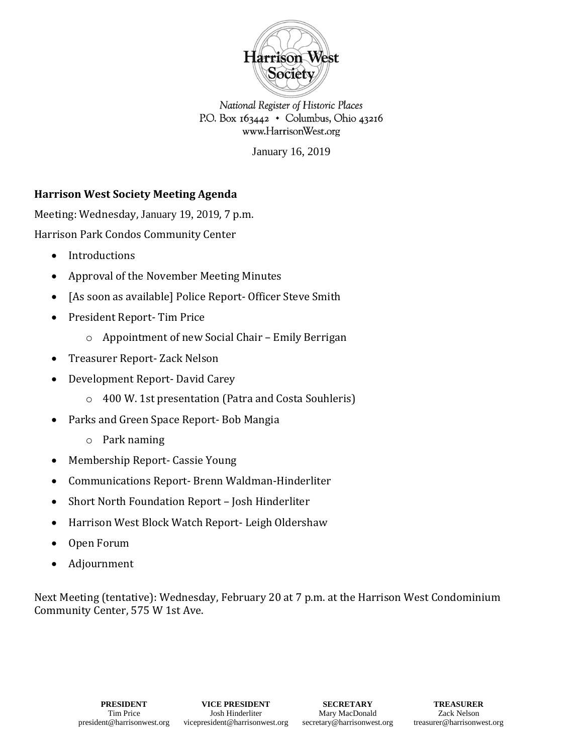Harrison West Society

*National Register of Historic Places*
P.O. Box 163442 • Columbus, Ohio 43216
www.HarrisonWest.org

January 16, 2019

**Harrison West Society Meeting Agenda**

Meeting: Wednesday, January 19, 2019, 7 p.m.

Harrison Park Condos Community Center

- Introductions
- Approval of the November Meeting Minutes
- [As soon as available] Police Report- Officer Steve Smith
- President Report- Tim Price
  - Appointment of new Social Chair – Emily Berrigan
- Treasurer Report- Zack Nelson
- Development Report- David Carey
  - 400 W. 1st presentation (Patra and Costa Souhleris)
- Parks and Green Space Report- Bob Mangia
  - Park naming
- Membership Report- Cassie Young
- Communications Report- Brenn Waldman-Hinderliter
- Short North Foundation Report – Josh Hinderliter
- Harrison West Block Watch Report- Leigh Oldershaw
- Open Forum
- Adjournment

Next Meeting (tentative): Wednesday, February 20 at 7 p.m. at the Harrison West Condominium Community Center, 575 W 1st Ave.

| **PRESIDENT** | **VICE PRESIDENT** | **SECRETARY** | **TREASURER** |
| --- | --- | --- | --- |
| Tim Price | Josh Hinderliter | Mary MacDonald | Zack Nelson |
| president@harrisonwest.org | vicepresident@harrisonwest.org | secretary@harrisonwest.org | treasurer@harrisonwest.org |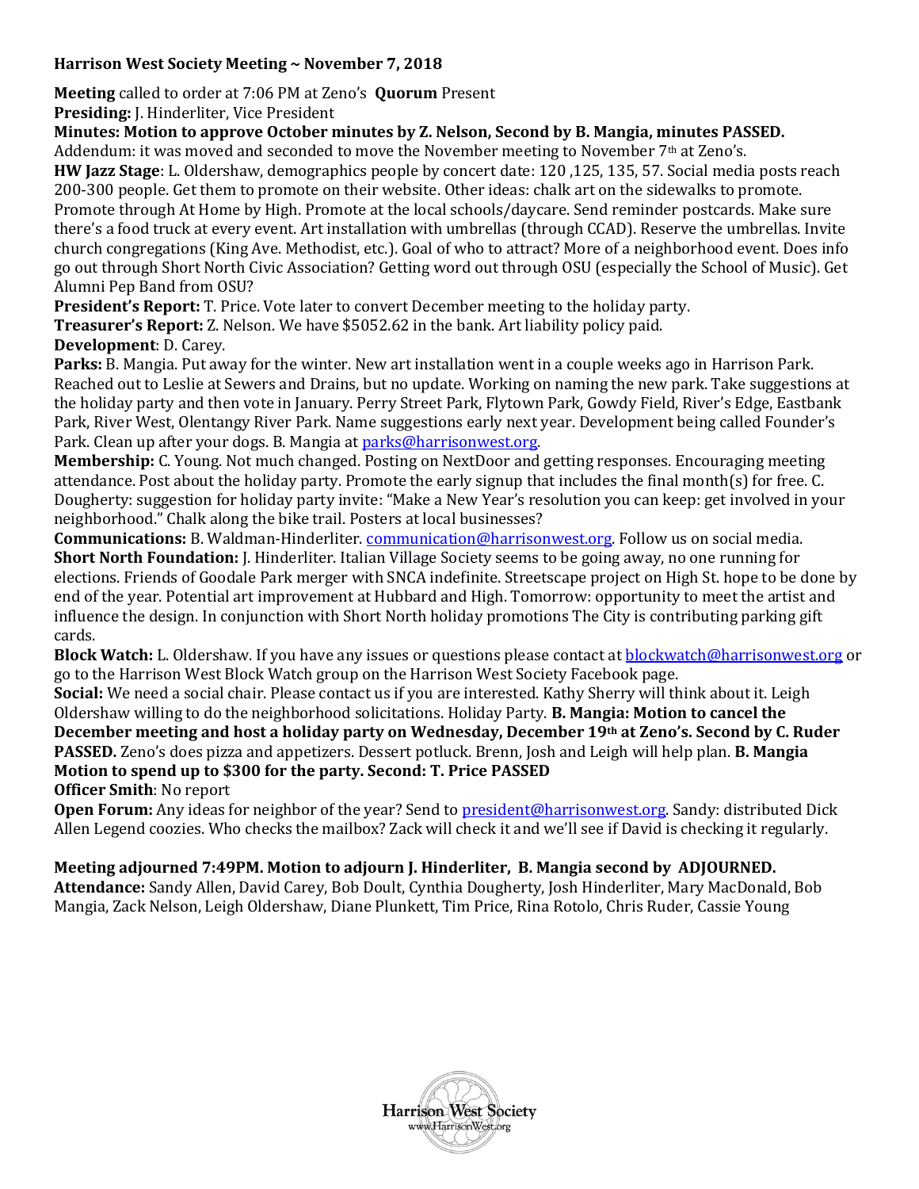**Harrison West Society Meeting ~ November 7, 2018**

**Meeting** called to order at 7:06 PM at Zeno's **Quorum** Present
**Presiding:** J. Hinderliter, Vice President
**Minutes: Motion to approve October minutes by Z. Nelson, Second by B. Mangia, minutes PASSED.**
Addendum: it was moved and seconded to move the November meeting to November 7th at Zeno's.
**HW Jazz Stage**: L. Oldershaw, demographics people by concert date: 120 ,125, 135, 57. Social media posts reach 200-300 people. Get them to promote on their website. Other ideas: chalk art on the sidewalks to promote. Promote through At Home by High. Promote at the local schools/daycare. Send reminder postcards. Make sure there's a food truck at every event. Art installation with umbrellas (through CCAD). Reserve the umbrellas. Invite church congregations (King Ave. Methodist, etc.). Goal of who to attract? More of a neighborhood event. Does info go out through Short North Civic Association? Getting word out through OSU (especially the School of Music). Get Alumni Pep Band from OSU?
**President's Report:** T. Price. Vote later to convert December meeting to the holiday party.
**Treasurer's Report:** Z. Nelson. We have $5052.62 in the bank. Art liability policy paid.
**Development**: D. Carey.
**Parks:** B. Mangia. Put away for the winter. New art installation went in a couple weeks ago in Harrison Park. Reached out to Leslie at Sewers and Drains, but no update. Working on naming the new park. Take suggestions at the holiday party and then vote in January. Perry Street Park, Flytown Park, Gowdy Field, River's Edge, Eastbank Park, River West, Olentangy River Park. Name suggestions early next year. Development being called Founder's Park. Clean up after your dogs. B. Mangia at parks@harrisonwest.org.
**Membership:** C. Young. Not much changed. Posting on NextDoor and getting responses. Encouraging meeting attendance. Post about the holiday party. Promote the early signup that includes the final month(s) for free. C. Dougherty: suggestion for holiday party invite: "Make a New Year's resolution you can keep: get involved in your neighborhood." Chalk along the bike trail. Posters at local businesses?
**Communications:** B. Waldman-Hinderliter. communication@harrisonwest.org. Follow us on social media.
**Short North Foundation:** J. Hinderliter. Italian Village Society seems to be going away, no one running for elections. Friends of Goodale Park merger with SNCA indefinite. Streetscape project on High St. hope to be done by end of the year. Potential art improvement at Hubbard and High. Tomorrow: opportunity to meet the artist and influence the design. In conjunction with Short North holiday promotions The City is contributing parking gift cards.
**Block Watch:** L. Oldershaw. If you have any issues or questions please contact at blockwatch@harrisonwest.org or go to the Harrison West Block Watch group on the Harrison West Society Facebook page.
**Social:** We need a social chair. Please contact us if you are interested. Kathy Sherry will think about it. Leigh Oldershaw willing to do the neighborhood solicitations. Holiday Party. **B. Mangia: Motion to cancel the December meeting and host a holiday party on Wednesday, December 19th at Zeno's. Second by C. Ruder PASSED.** Zeno's does pizza and appetizers. Dessert potluck. Brenn, Josh and Leigh will help plan. **B. Mangia Motion to spend up to $300 for the party. Second: T. Price PASSED**
**Officer Smith**: No report
**Open Forum:** Any ideas for neighbor of the year? Send to president@harrisonwest.org. Sandy: distributed Dick Allen Legend coozies. Who checks the mailbox? Zack will check it and we'll see if David is checking it regularly.

**Meeting adjourned 7:49PM. Motion to adjourn J. Hinderliter, B. Mangia second by ADJOURNED.**
**Attendance:** Sandy Allen, David Carey, Bob Doult, Cynthia Dougherty, Josh Hinderliter, Mary MacDonald, Bob Mangia, Zack Nelson, Leigh Oldershaw, Diane Plunkett, Tim Price, Rina Rotolo, Chris Ruder, Cassie Young

Harrison West Society
www.HarrisonWest.org